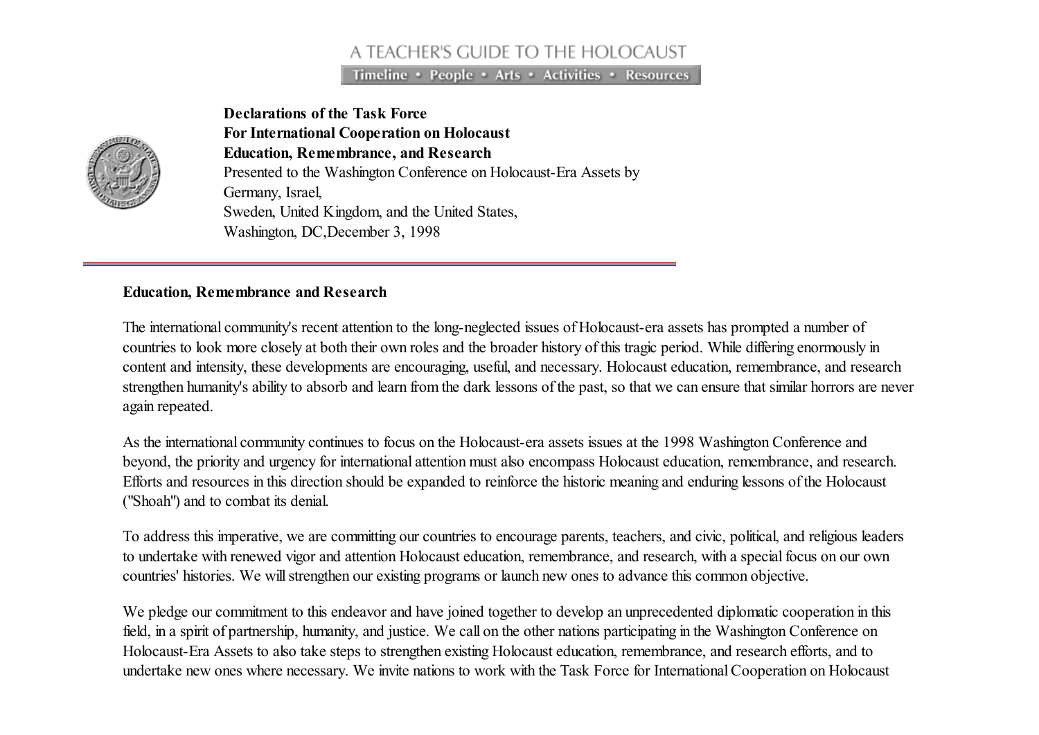A TEACHER'S GUIDE TO THE HOLOCAUST

Timeline • People • Arts • Activities • Resources

**Declarations of the Task Force**
**For International Cooperation on Holocaust**
**Education, Remembrance, and Research**
Presented to the Washington Conference on Holocaust-Era Assets by
Germany, Israel,
Sweden, United Kingdom, and the United States,
Washington, DC,December 3, 1998

## Education, Remembrance and Research

The international community's recent attention to the long-neglected issues of Holocaust-era assets has prompted a number of countries to look more closely at both their own roles and the broader history of this tragic period. While differing enormously in content and intensity, these developments are encouraging, useful, and necessary. Holocaust education, remembrance, and research strengthen humanity's ability to absorb and learn from the dark lessons of the past, so that we can ensure that similar horrors are never again repeated.

As the international community continues to focus on the Holocaust-era assets issues at the 1998 Washington Conference and beyond, the priority and urgency for international attention must also encompass Holocaust education, remembrance, and research. Efforts and resources in this direction should be expanded to reinforce the historic meaning and enduring lessons of the Holocaust ("Shoah") and to combat its denial.

To address this imperative, we are committing our countries to encourage parents, teachers, and civic, political, and religious leaders to undertake with renewed vigor and attention Holocaust education, remembrance, and research, with a special focus on our own countries' histories. We will strengthen our existing programs or launch new ones to advance this common objective.

We pledge our commitment to this endeavor and have joined together to develop an unprecedented diplomatic cooperation in this field, in a spirit of partnership, humanity, and justice. We call on the other nations participating in the Washington Conference on Holocaust-Era Assets to also take steps to strengthen existing Holocaust education, remembrance, and research efforts, and to undertake new ones where necessary. We invite nations to work with the Task Force for International Cooperation on Holocaust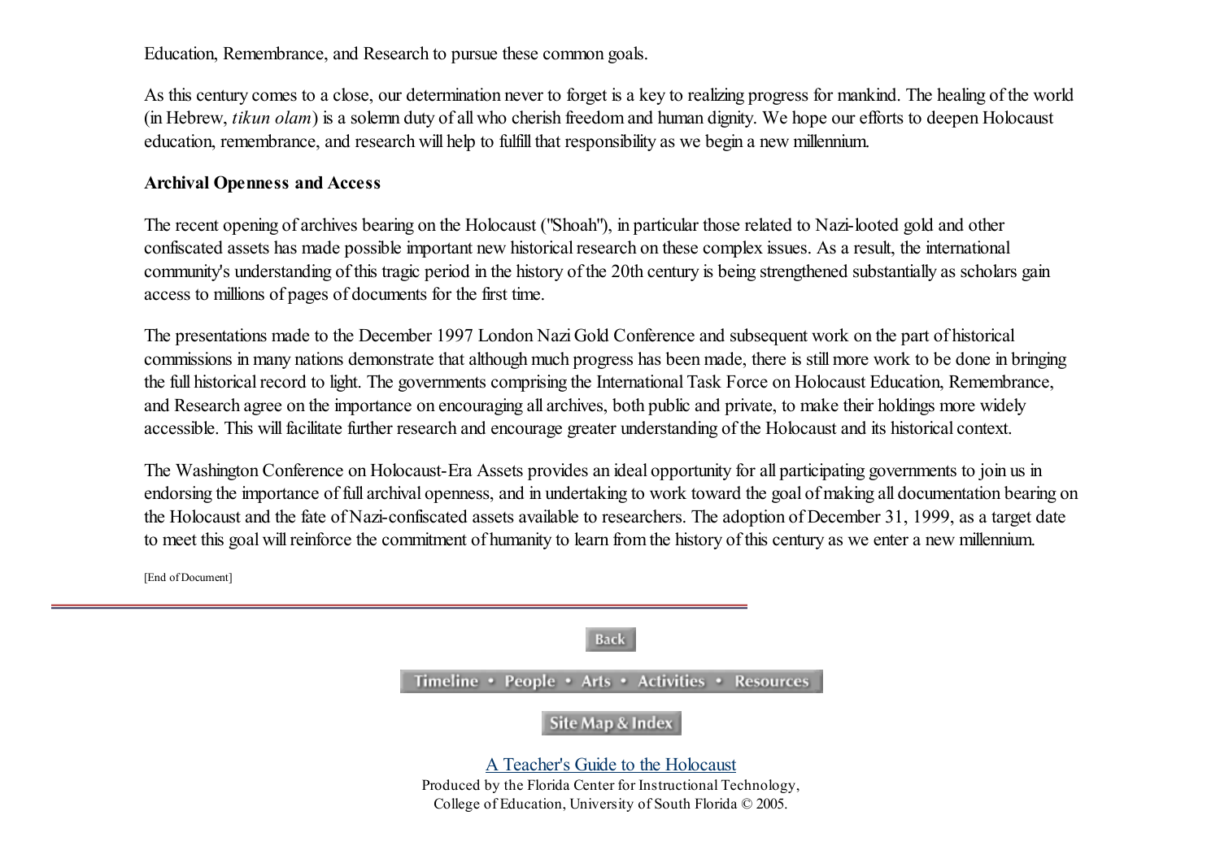Education, Remembrance, and Research to pursue these common goals.

As this century comes to a close, our determination never to forget is a key to realizing progress for mankind. The healing of the world (in Hebrew, *tikun olam*) is a solemn duty of all who cherish freedom and human dignity. We hope our efforts to deepen Holocaust education, remembrance, and research will help to fulfill that responsibility as we begin a new millennium.

**Archival Openness and Access**

The recent opening of archives bearing on the Holocaust ("Shoah"), in particular those related to Nazi-looted gold and other confiscated assets has made possible important new historical research on these complex issues. As a result, the international community's understanding of this tragic period in the history of the 20th century is being strengthened substantially as scholars gain access to millions of pages of documents for the first time.

The presentations made to the December 1997 London Nazi Gold Conference and subsequent work on the part of historical commissions in many nations demonstrate that although much progress has been made, there is still more work to be done in bringing the full historical record to light. The governments comprising the International Task Force on Holocaust Education, Remembrance, and Research agree on the importance on encouraging all archives, both public and private, to make their holdings more widely accessible. This will facilitate further research and encourage greater understanding of the Holocaust and its historical context.

The Washington Conference on Holocaust-Era Assets provides an ideal opportunity for all participating governments to join us in endorsing the importance of full archival openness, and in undertaking to work toward the goal of making all documentation bearing on the Holocaust and the fate of Nazi-confiscated assets available to researchers. The adoption of December 31, 1999, as a target date to meet this goal will reinforce the commitment of humanity to learn from the history of this century as we enter a new millennium.

[End of Document]

Back

Timeline • People • Arts • Activities • Resources

Site Map & Index

A Teacher's Guide to the Holocaust
Produced by the Florida Center for Instructional Technology,
College of Education, University of South Florida © 2005.